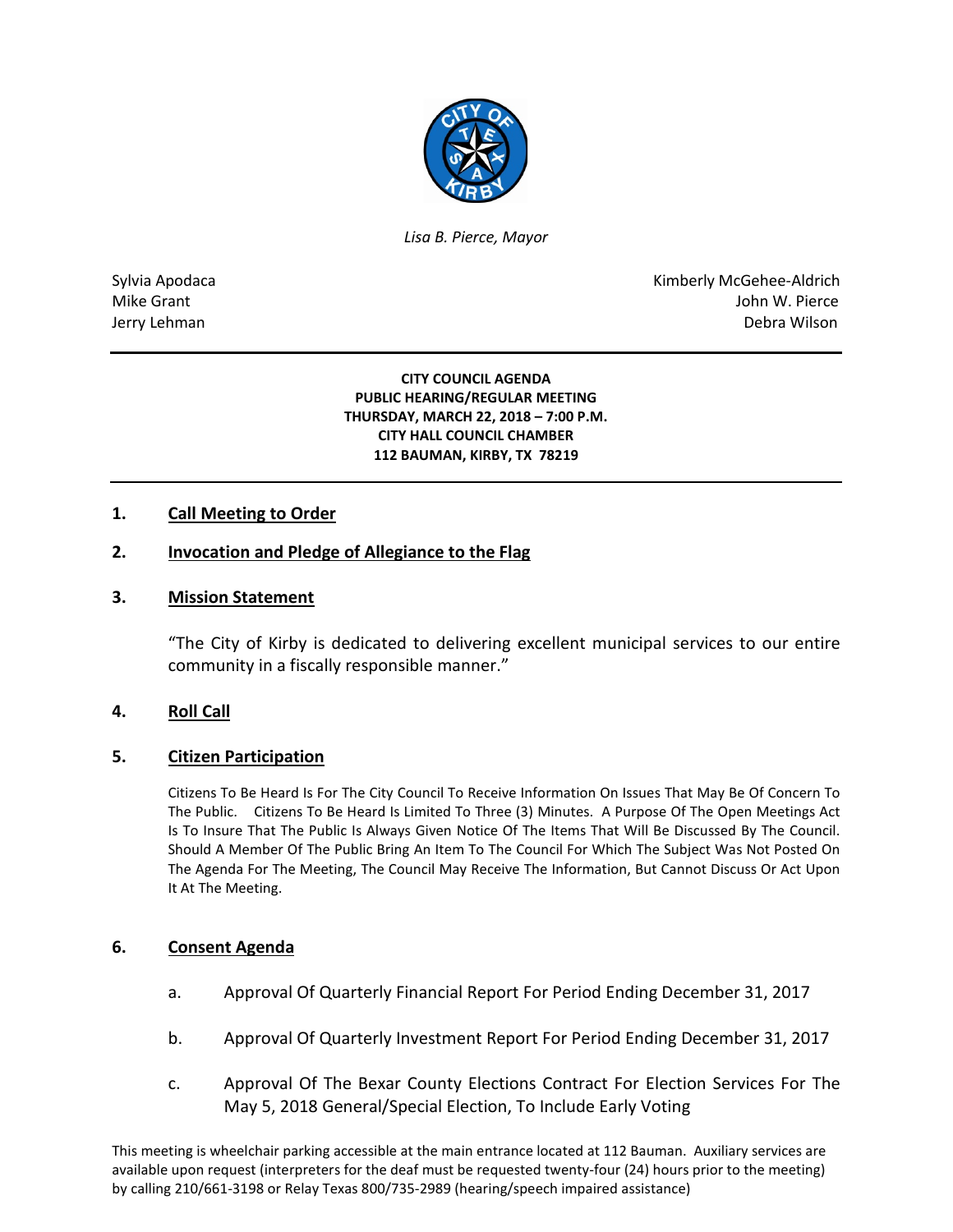*Lisa B. Pierce, Mayor*

Sylvia Apodaca
Mike Grant
Jerry Lehman

Kimberly McGehee-Aldrich
John W. Pierce
Debra Wilson

**CITY COUNCIL AGENDA**
**PUBLIC HEARING/REGULAR MEETING**
**THURSDAY, MARCH 22, 2018 – 7:00 P.M.**
**CITY HALL COUNCIL CHAMBER**
**112 BAUMAN, KIRBY, TX 78219**

## 1. Call Meeting to Order

## 2. Invocation and Pledge of Allegiance to the Flag

## 3. Mission Statement

"The City of Kirby is dedicated to delivering excellent municipal services to our entire community in a fiscally responsible manner."

## 4. Roll Call

## 5. Citizen Participation

Citizens To Be Heard Is For The City Council To Receive Information On Issues That May Be Of Concern To The Public. Citizens To Be Heard Is Limited To Three (3) Minutes. A Purpose Of The Open Meetings Act Is To Insure That The Public Is Always Given Notice Of The Items That Will Be Discussed By The Council. Should A Member Of The Public Bring An Item To The Council For Which The Subject Was Not Posted On The Agenda For The Meeting, The Council May Receive The Information, But Cannot Discuss Or Act Upon It At The Meeting.

## 6. Consent Agenda

a. Approval Of Quarterly Financial Report For Period Ending December 31, 2017

b. Approval Of Quarterly Investment Report For Period Ending December 31, 2017

c. Approval Of The Bexar County Elections Contract For Election Services For The May 5, 2018 General/Special Election, To Include Early Voting

This meeting is wheelchair parking accessible at the main entrance located at 112 Bauman. Auxiliary services are available upon request (interpreters for the deaf must be requested twenty-four (24) hours prior to the meeting) by calling 210/661-3198 or Relay Texas 800/735-2989 (hearing/speech impaired assistance)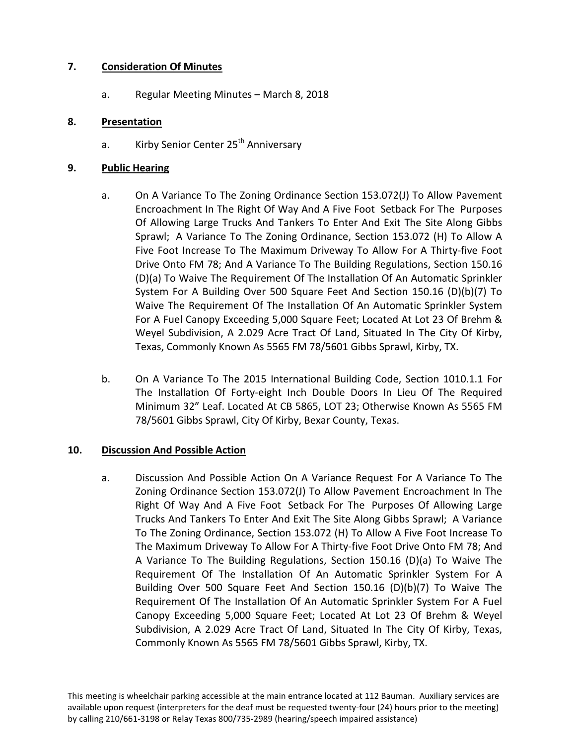## 7. Consideration Of Minutes

a. Regular Meeting Minutes – March 8, 2018

## 8. Presentation

a. Kirby Senior Center 25th Anniversary

## 9. Public Hearing

a. On A Variance To The Zoning Ordinance Section 153.072(J) To Allow Pavement Encroachment In The Right Of Way And A Five Foot Setback For The Purposes Of Allowing Large Trucks And Tankers To Enter And Exit The Site Along Gibbs Sprawl; A Variance To The Zoning Ordinance, Section 153.072 (H) To Allow A Five Foot Increase To The Maximum Driveway To Allow For A Thirty-five Foot Drive Onto FM 78; And A Variance To The Building Regulations, Section 150.16 (D)(a) To Waive The Requirement Of The Installation Of An Automatic Sprinkler System For A Building Over 500 Square Feet And Section 150.16 (D)(b)(7) To Waive The Requirement Of The Installation Of An Automatic Sprinkler System For A Fuel Canopy Exceeding 5,000 Square Feet; Located At Lot 23 Of Brehm & Weyel Subdivision, A 2.029 Acre Tract Of Land, Situated In The City Of Kirby, Texas, Commonly Known As 5565 FM 78/5601 Gibbs Sprawl, Kirby, TX.

b. On A Variance To The 2015 International Building Code, Section 1010.1.1 For The Installation Of Forty-eight Inch Double Doors In Lieu Of The Required Minimum 32" Leaf. Located At CB 5865, LOT 23; Otherwise Known As 5565 FM 78/5601 Gibbs Sprawl, City Of Kirby, Bexar County, Texas.

## 10. Discussion And Possible Action

a. Discussion And Possible Action On A Variance Request For A Variance To The Zoning Ordinance Section 153.072(J) To Allow Pavement Encroachment In The Right Of Way And A Five Foot Setback For The Purposes Of Allowing Large Trucks And Tankers To Enter And Exit The Site Along Gibbs Sprawl; A Variance To The Zoning Ordinance, Section 153.072 (H) To Allow A Five Foot Increase To The Maximum Driveway To Allow For A Thirty-five Foot Drive Onto FM 78; And A Variance To The Building Regulations, Section 150.16 (D)(a) To Waive The Requirement Of The Installation Of An Automatic Sprinkler System For A Building Over 500 Square Feet And Section 150.16 (D)(b)(7) To Waive The Requirement Of The Installation Of An Automatic Sprinkler System For A Fuel Canopy Exceeding 5,000 Square Feet; Located At Lot 23 Of Brehm & Weyel Subdivision, A 2.029 Acre Tract Of Land, Situated In The City Of Kirby, Texas, Commonly Known As 5565 FM 78/5601 Gibbs Sprawl, Kirby, TX.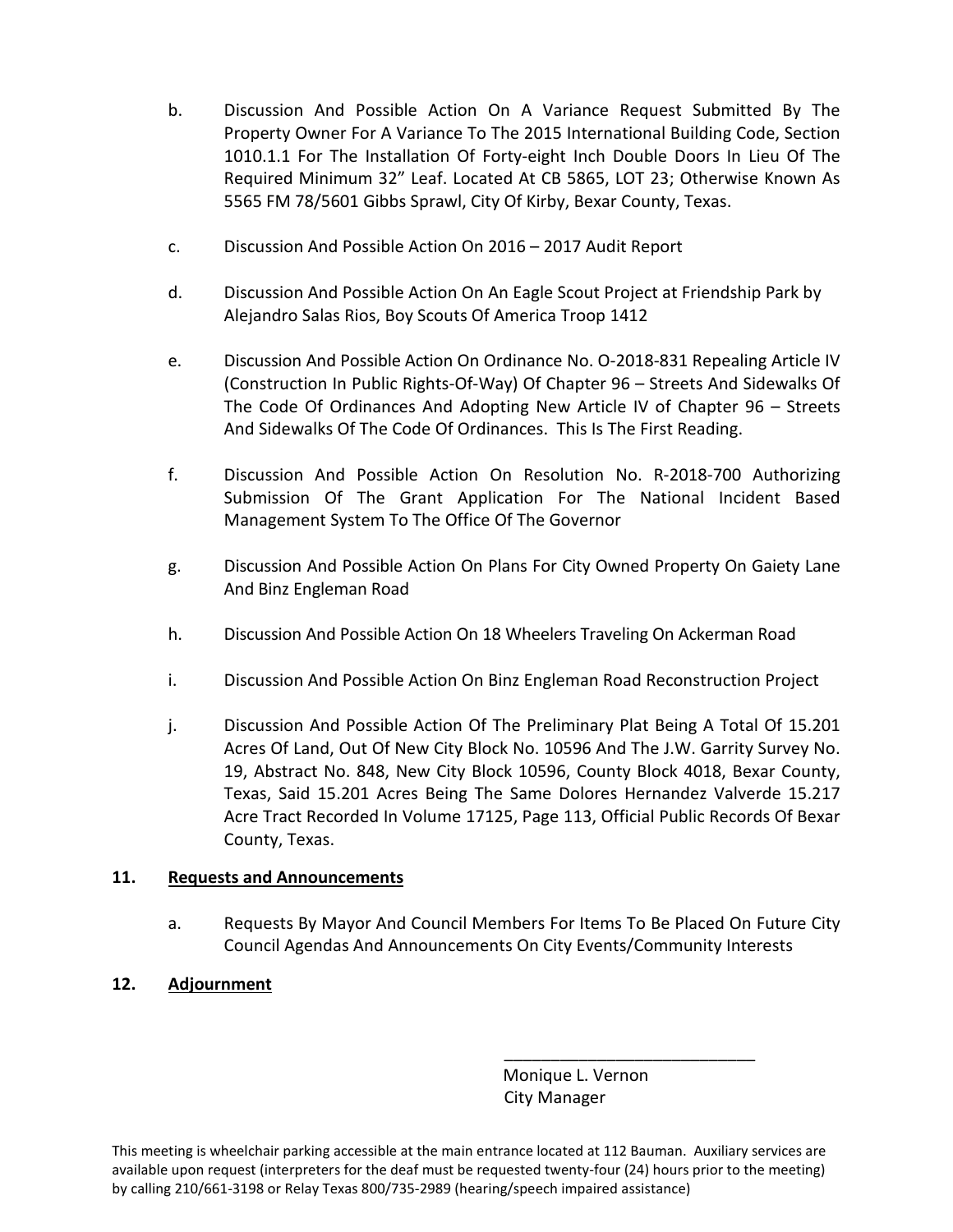b. Discussion And Possible Action On A Variance Request Submitted By The Property Owner For A Variance To The 2015 International Building Code, Section 1010.1.1 For The Installation Of Forty-eight Inch Double Doors In Lieu Of The Required Minimum 32" Leaf. Located At CB 5865, LOT 23; Otherwise Known As 5565 FM 78/5601 Gibbs Sprawl, City Of Kirby, Bexar County, Texas.

c. Discussion And Possible Action On 2016 – 2017 Audit Report

d. Discussion And Possible Action On An Eagle Scout Project at Friendship Park by Alejandro Salas Rios, Boy Scouts Of America Troop 1412

e. Discussion And Possible Action On Ordinance No. O-2018-831 Repealing Article IV (Construction In Public Rights-Of-Way) Of Chapter 96 – Streets And Sidewalks Of The Code Of Ordinances And Adopting New Article IV of Chapter 96 – Streets And Sidewalks Of The Code Of Ordinances. This Is The First Reading.

f. Discussion And Possible Action On Resolution No. R-2018-700 Authorizing Submission Of The Grant Application For The National Incident Based Management System To The Office Of The Governor

g. Discussion And Possible Action On Plans For City Owned Property On Gaiety Lane And Binz Engleman Road

h. Discussion And Possible Action On 18 Wheelers Traveling On Ackerman Road

i. Discussion And Possible Action On Binz Engleman Road Reconstruction Project

j. Discussion And Possible Action Of The Preliminary Plat Being A Total Of 15.201 Acres Of Land, Out Of New City Block No. 10596 And The J.W. Garrity Survey No. 19, Abstract No. 848, New City Block 10596, County Block 4018, Bexar County, Texas, Said 15.201 Acres Being The Same Dolores Hernandez Valverde 15.217 Acre Tract Recorded In Volume 17125, Page 113, Official Public Records Of Bexar County, Texas.

**11. Requests and Announcements**

a. Requests By Mayor And Council Members For Items To Be Placed On Future City Council Agendas And Announcements On City Events/Community Interests

**12. Adjournment**

\_\_\_\_\_\_\_\_\_\_\_\_\_\_\_\_\_\_\_\_\_\_\_\_\_\_\_\_

Monique L. Vernon
City Manager

This meeting is wheelchair parking accessible at the main entrance located at 112 Bauman. Auxiliary services are available upon request (interpreters for the deaf must be requested twenty-four (24) hours prior to the meeting) by calling 210/661-3198 or Relay Texas 800/735-2989 (hearing/speech impaired assistance)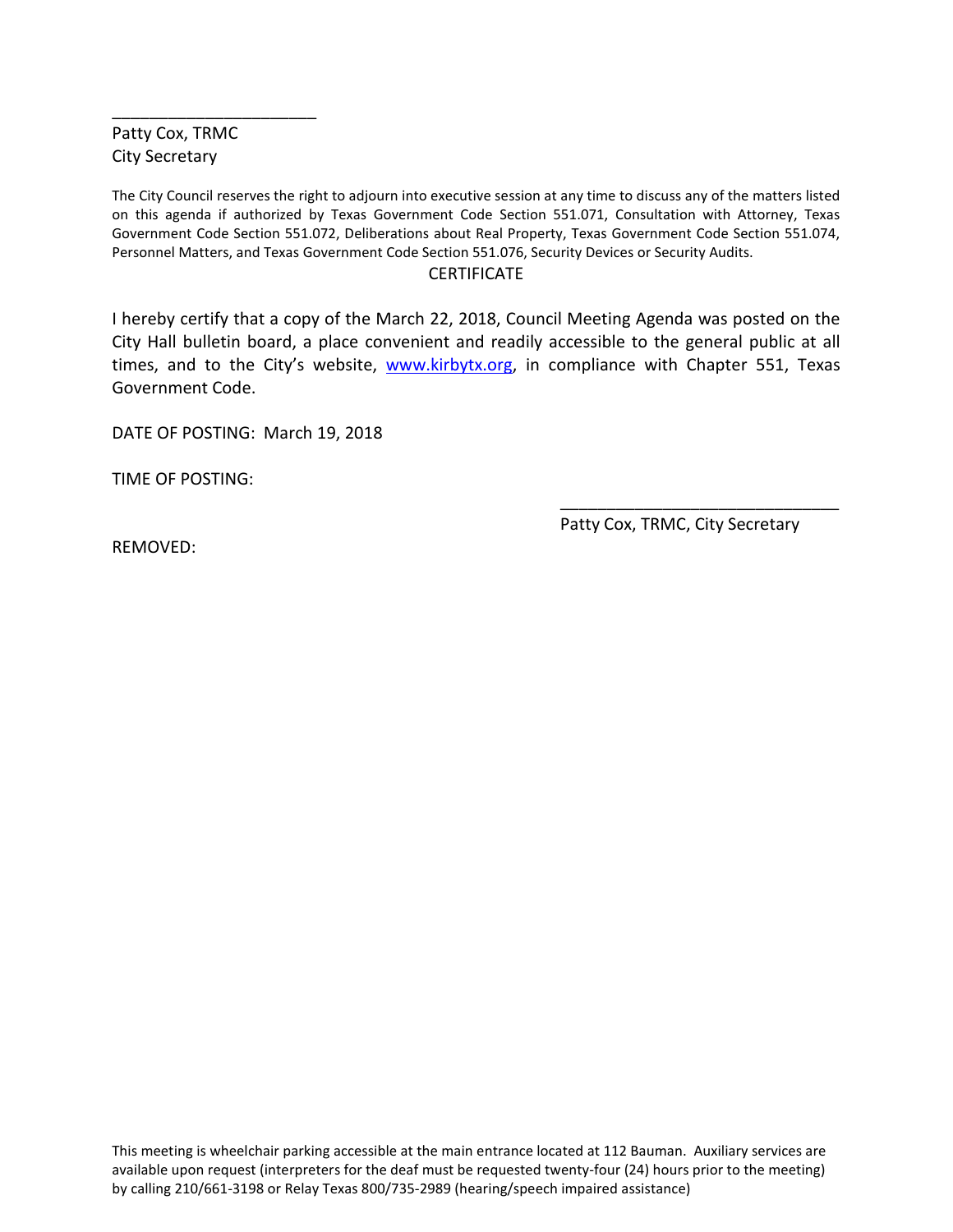______________________

Patty Cox, TRMC
City Secretary

The City Council reserves the right to adjourn into executive session at any time to discuss any of the matters listed on this agenda if authorized by Texas Government Code Section 551.071, Consultation with Attorney, Texas Government Code Section 551.072, Deliberations about Real Property, Texas Government Code Section 551.074, Personnel Matters, and Texas Government Code Section 551.076, Security Devices or Security Audits.

CERTIFICATE

I hereby certify that a copy of the March 22, 2018, Council Meeting Agenda was posted on the City Hall bulletin board, a place convenient and readily accessible to the general public at all times, and to the City's website, [www.kirbytx.org](www.kirbytx.org), in compliance with Chapter 551, Texas Government Code.

DATE OF POSTING: March 19, 2018

TIME OF POSTING:

______________________________

Patty Cox, TRMC, City Secretary

REMOVED:

This meeting is wheelchair parking accessible at the main entrance located at 112 Bauman. Auxiliary services are available upon request (interpreters for the deaf must be requested twenty-four (24) hours prior to the meeting) by calling 210/661-3198 or Relay Texas 800/735-2989 (hearing/speech impaired assistance)